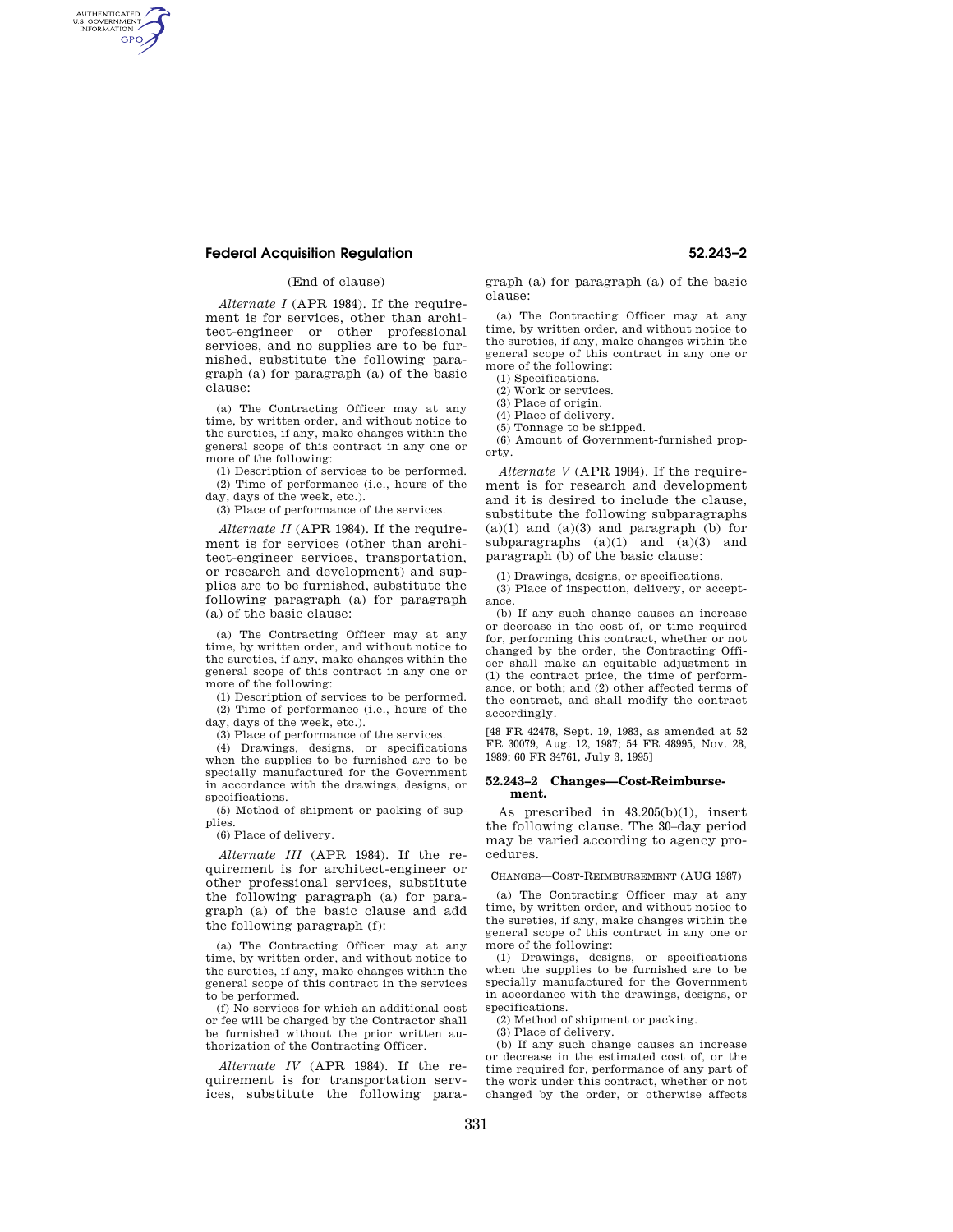(End of clause)

*Alternate I* (APR 1984). If the requirement is for services, other than architect-engineer or other professional services, and no supplies are to be furnished, substitute the following paragraph (a) for paragraph (a) of the basic clause:

(a) The Contracting Officer may at any time, by written order, and without notice to the sureties, if any, make changes within the general scope of this contract in any one or more of the following:

(1) Description of services to be performed.

(2) Time of performance (i.e., hours of the day, days of the week, etc.).

(3) Place of performance of the services.

*Alternate II* (APR 1984). If the requirement is for services (other than architect-engineer services, transportation, or research and development) and supplies are to be furnished, substitute the following paragraph (a) for paragraph (a) of the basic clause:

(a) The Contracting Officer may at any time, by written order, and without notice to the sureties, if any, make changes within the general scope of this contract in any one or more of the following:

(1) Description of services to be performed.

(2) Time of performance (i.e., hours of the day, days of the week, etc.).

(3) Place of performance of the services.

(4) Drawings, designs, or specifications when the supplies to be furnished are to be specially manufactured for the Government in accordance with the drawings, designs, or specifications.

(5) Method of shipment or packing of supplies.

(6) Place of delivery.

*Alternate III* (APR 1984). If the requirement is for architect-engineer or other professional services, substitute the following paragraph (a) for paragraph (a) of the basic clause and add the following paragraph (f):

(a) The Contracting Officer may at any time, by written order, and without notice to the sureties, if any, make changes within the general scope of this contract in the services to be performed.

(f) No services for which an additional cost or fee will be charged by the Contractor shall be furnished without the prior written authorization of the Contracting Officer.

*Alternate IV* (APR 1984). If the requirement is for transportation services, substitute the following paragraph (a) for paragraph (a) of the basic clause:

(a) The Contracting Officer may at any time, by written order, and without notice to the sureties, if any, make changes within the general scope of this contract in any one or more of the following:

(1) Specifications.

(2) Work or services.

(3) Place of origin.

(4) Place of delivery.

(5) Tonnage to be shipped.

(6) Amount of Government-furnished property.

*Alternate V* (APR 1984). If the requirement is for research and development and it is desired to include the clause, substitute the following subparagraphs (a)(1) and (a)(3) and paragraph (b) for subparagraphs (a)(1) and (a)(3) and paragraph (b) of the basic clause:

(1) Drawings, designs, or specifications.

(3) Place of inspection, delivery, or acceptance.

(b) If any such change causes an increase or decrease in the cost of, or time required for, performing this contract, whether or not changed by the order, the Contracting Officer shall make an equitable adjustment in (1) the contract price, the time of performance, or both; and (2) other affected terms of the contract, and shall modify the contract accordingly.

[48 FR 42478, Sept. 19, 1983, as amended at 52 FR 30079, Aug. 12, 1987; 54 FR 48995, Nov. 28, 1989; 60 FR 34761, July 3, 1995]

### 52.243–2 Changes—Cost-Reimbursement.

As prescribed in 43.205(b)(1), insert the following clause. The 30–day period may be varied according to agency procedures.

CHANGES—COST-REIMBURSEMENT (AUG 1987)

(a) The Contracting Officer may at any time, by written order, and without notice to the sureties, if any, make changes within the general scope of this contract in any one or more of the following:

(1) Drawings, designs, or specifications when the supplies to be furnished are to be specially manufactured for the Government in accordance with the drawings, designs, or specifications.

(2) Method of shipment or packing.

(3) Place of delivery.

(b) If any such change causes an increase or decrease in the estimated cost of, or the time required for, performance of any part of the work under this contract, whether or not changed by the order, or otherwise affects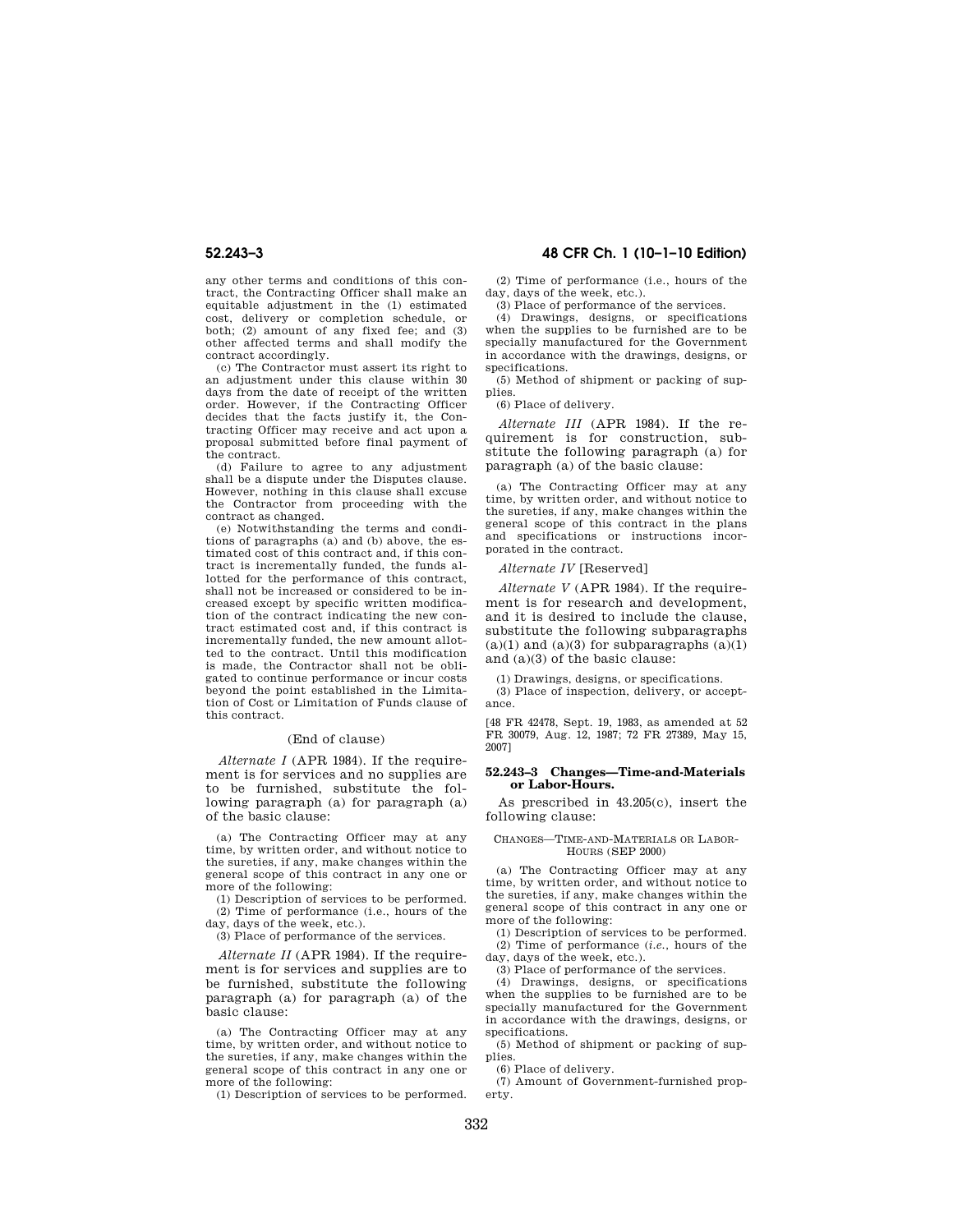any other terms and conditions of this contract, the Contracting Officer shall make an equitable adjustment in the (1) estimated cost, delivery or completion schedule, or both; (2) amount of any fixed fee; and (3) other affected terms and shall modify the contract accordingly.

(c) The Contractor must assert its right to an adjustment under this clause within 30 days from the date of receipt of the written order. However, if the Contracting Officer decides that the facts justify it, the Contracting Officer may receive and act upon a proposal submitted before final payment of the contract.

(d) Failure to agree to any adjustment shall be a dispute under the Disputes clause. However, nothing in this clause shall excuse the Contractor from proceeding with the contract as changed.

(e) Notwithstanding the terms and conditions of paragraphs (a) and (b) above, the estimated cost of this contract and, if this contract is incrementally funded, the funds allotted for the performance of this contract, shall not be increased or considered to be increased except by specific written modification of the contract indicating the new contract estimated cost and, if this contract is incrementally funded, the new amount allotted to the contract. Until this modification is made, the Contractor shall not be obligated to continue performance or incur costs beyond the point established in the Limitation of Cost or Limitation of Funds clause of this contract.

(End of clause)

*Alternate I* (APR 1984). If the requirement is for services and no supplies are to be furnished, substitute the following paragraph (a) for paragraph (a) of the basic clause:

(a) The Contracting Officer may at any time, by written order, and without notice to the sureties, if any, make changes within the general scope of this contract in any one or more of the following:

(1) Description of services to be performed.

(2) Time of performance (i.e., hours of the day, days of the week, etc.).

(3) Place of performance of the services.

*Alternate II* (APR 1984). If the requirement is for services and supplies are to be furnished, substitute the following paragraph (a) for paragraph (a) of the basic clause:

(a) The Contracting Officer may at any time, by written order, and without notice to the sureties, if any, make changes within the general scope of this contract in any one or more of the following:

(1) Description of services to be performed.

(2) Time of performance (i.e., hours of the day, days of the week, etc.).

(3) Place of performance of the services.

(4) Drawings, designs, or specifications when the supplies to be furnished are to be specially manufactured for the Government in accordance with the drawings, designs, or specifications.

(5) Method of shipment or packing of supplies.

(6) Place of delivery.

*Alternate III* (APR 1984). If the requirement is for construction, substitute the following paragraph (a) for paragraph (a) of the basic clause:

(a) The Contracting Officer may at any time, by written order, and without notice to the sureties, if any, make changes within the general scope of this contract in the plans and specifications or instructions incorporated in the contract.

*Alternate IV* [Reserved]

*Alternate V* (APR 1984). If the requirement is for research and development, and it is desired to include the clause, substitute the following subparagraphs (a)(1) and (a)(3) for subparagraphs (a)(1) and (a)(3) of the basic clause:

(1) Drawings, designs, or specifications.

(3) Place of inspection, delivery, or acceptance.

[48 FR 42478, Sept. 19, 1983, as amended at 52 FR 30079, Aug. 12, 1987; 72 FR 27389, May 15, 2007]

### 52.243–3 Changes—Time-and-Materials or Labor-Hours.

As prescribed in 43.205(c), insert the following clause:

CHANGES—TIME-AND-MATERIALS OR LABOR-HOURS (SEP 2000)

(a) The Contracting Officer may at any time, by written order, and without notice to the sureties, if any, make changes within the general scope of this contract in any one or more of the following:

(1) Description of services to be performed.

(2) Time of performance (*i.e.*, hours of the day, days of the week, etc.).

(3) Place of performance of the services.

(4) Drawings, designs, or specifications when the supplies to be furnished are to be specially manufactured for the Government in accordance with the drawings, designs, or specifications.

(5) Method of shipment or packing of supplies.

(6) Place of delivery.

(7) Amount of Government-furnished property.